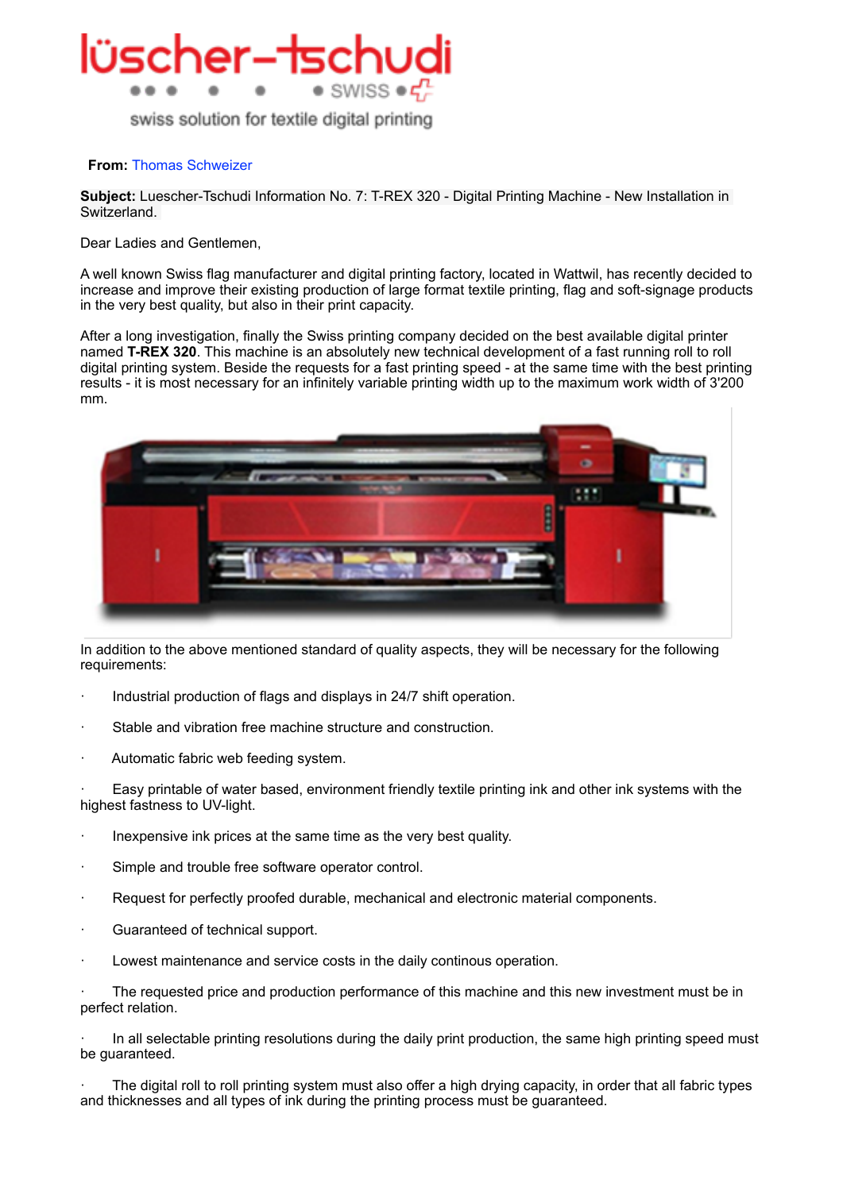lüscher-tschudi

SWISS

swiss solution for textile digital printing

**From:** Thomas Schweizer

**Subject:** Luescher-Tschudi Information No. 7: T-REX 320 - Digital Printing Machine - New Installation in Switzerland.

Dear Ladies and Gentlemen,

A well known Swiss flag manufacturer and digital printing factory, located in Wattwil, has recently decided to increase and improve their existing production of large format textile printing, flag and soft-signage products in the very best quality, but also in their print capacity.

After a long investigation, finally the Swiss printing company decided on the best available digital printer named **T-REX 320**. This machine is an absolutely new technical development of a fast running roll to roll digital printing system. Beside the requests for a fast printing speed - at the same time with the best printing results - it is most necessary for an infinitely variable printing width up to the maximum work width of 3'200 mm.

In addition to the above mentioned standard of quality aspects, they will be necessary for the following requirements:

- Industrial production of flags and displays in 24/7 shift operation.
- Stable and vibration free machine structure and construction.
- Automatic fabric web feeding system.
- Easy printable of water based, environment friendly textile printing ink and other ink systems with the highest fastness to UV-light.
- Inexpensive ink prices at the same time as the very best quality.
- Simple and trouble free software operator control.
- Request for perfectly proofed durable, mechanical and electronic material components.
- Guaranteed of technical support.
- Lowest maintenance and service costs in the daily continous operation.
- The requested price and production performance of this machine and this new investment must be in perfect relation.
- In all selectable printing resolutions during the daily print production, the same high printing speed must be guaranteed.
- The digital roll to roll printing system must also offer a high drying capacity, in order that all fabric types and thicknesses and all types of ink during the printing process must be guaranteed.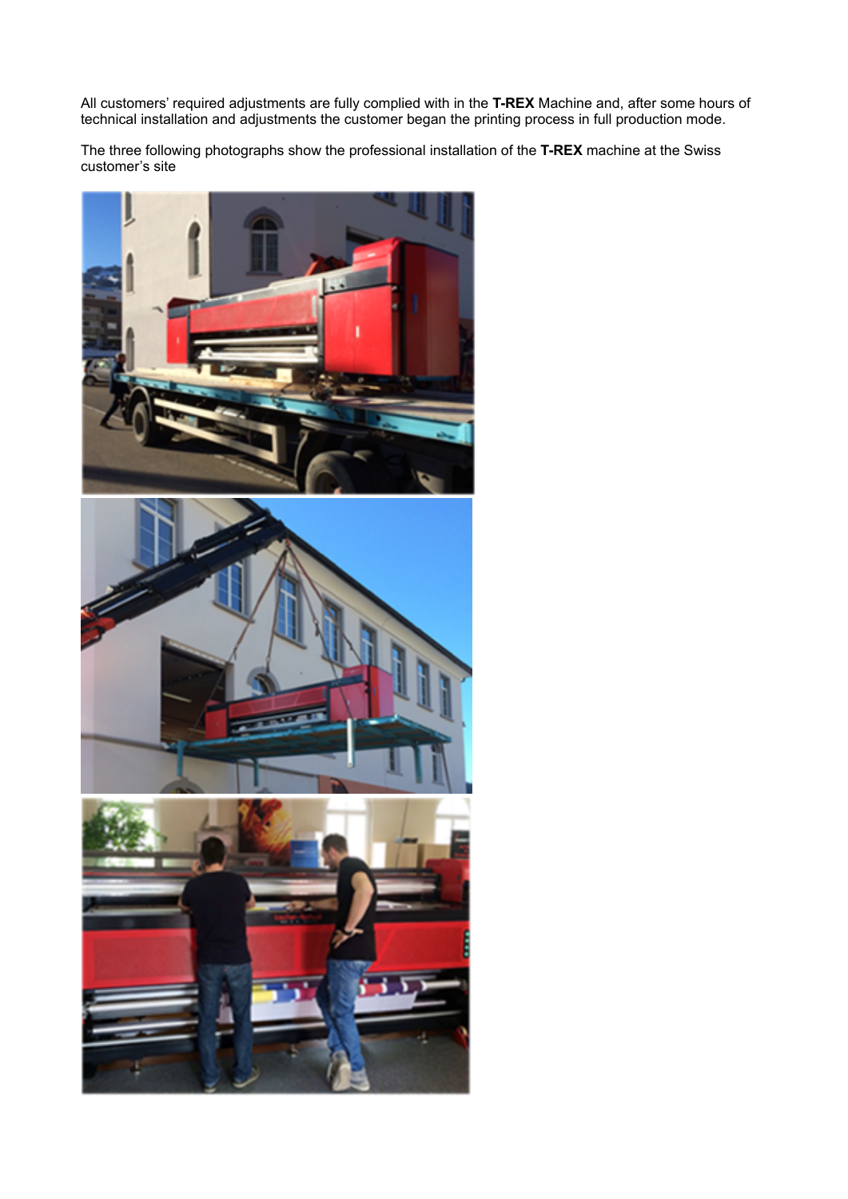All customers' required adjustments are fully complied with in the **T-REX** Machine and, after some hours of technical installation and adjustments the customer began the printing process in full production mode.

The three following photographs show the professional installation of the **T-REX** machine at the Swiss customer's site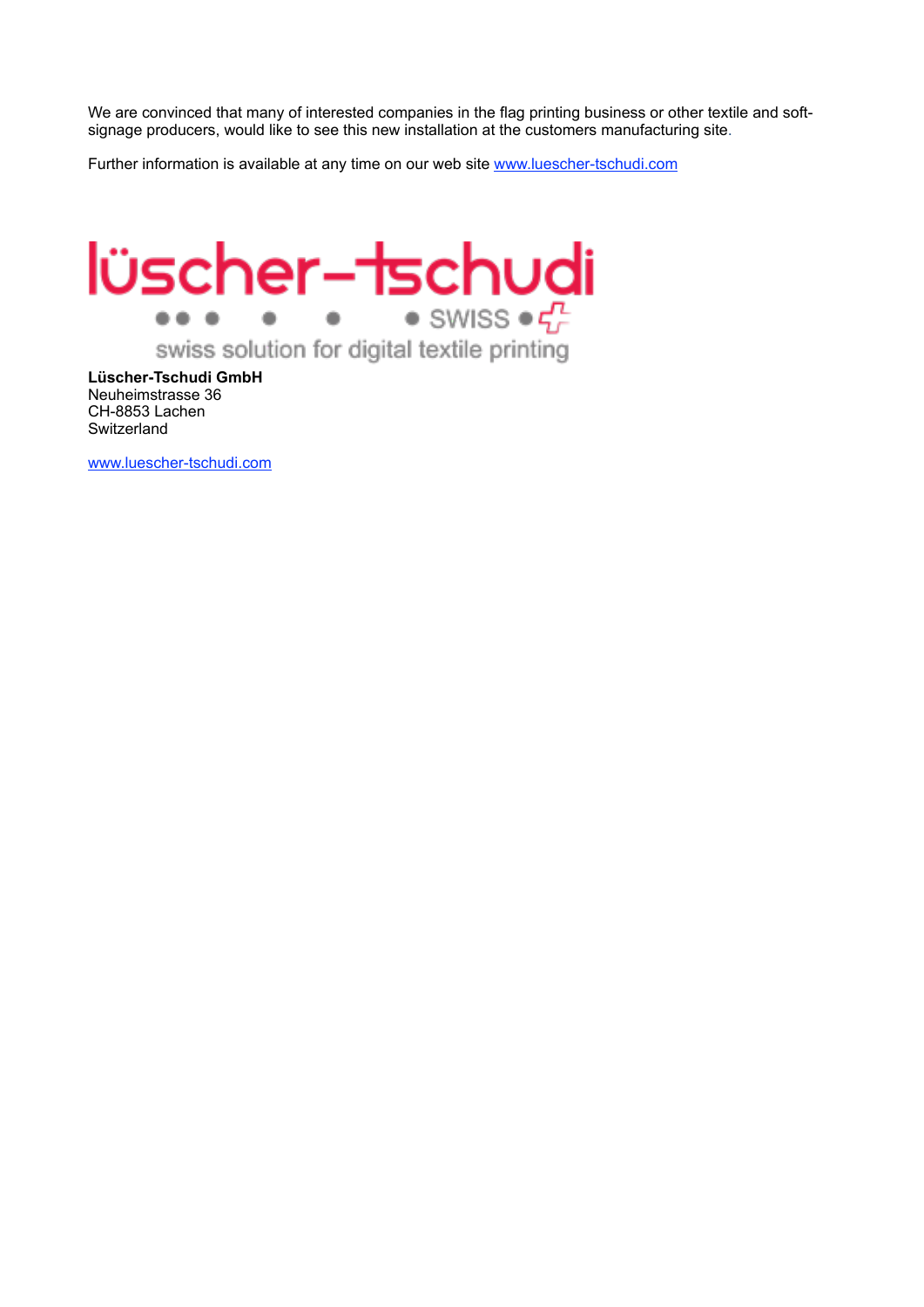We are convinced that many of interested companies in the flag printing business or other textile and soft-signage producers, would like to see this new installation at the customers manufacturing site.

Further information is available at any time on our web site www.luescher-tschudi.com

lüscher-tschudi

SWISS

swiss solution for digital textile printing

**Lüscher-Tschudi GmbH**
Neuheimstrasse 36
CH-8853 Lachen
Switzerland

www.luescher-tschudi.com